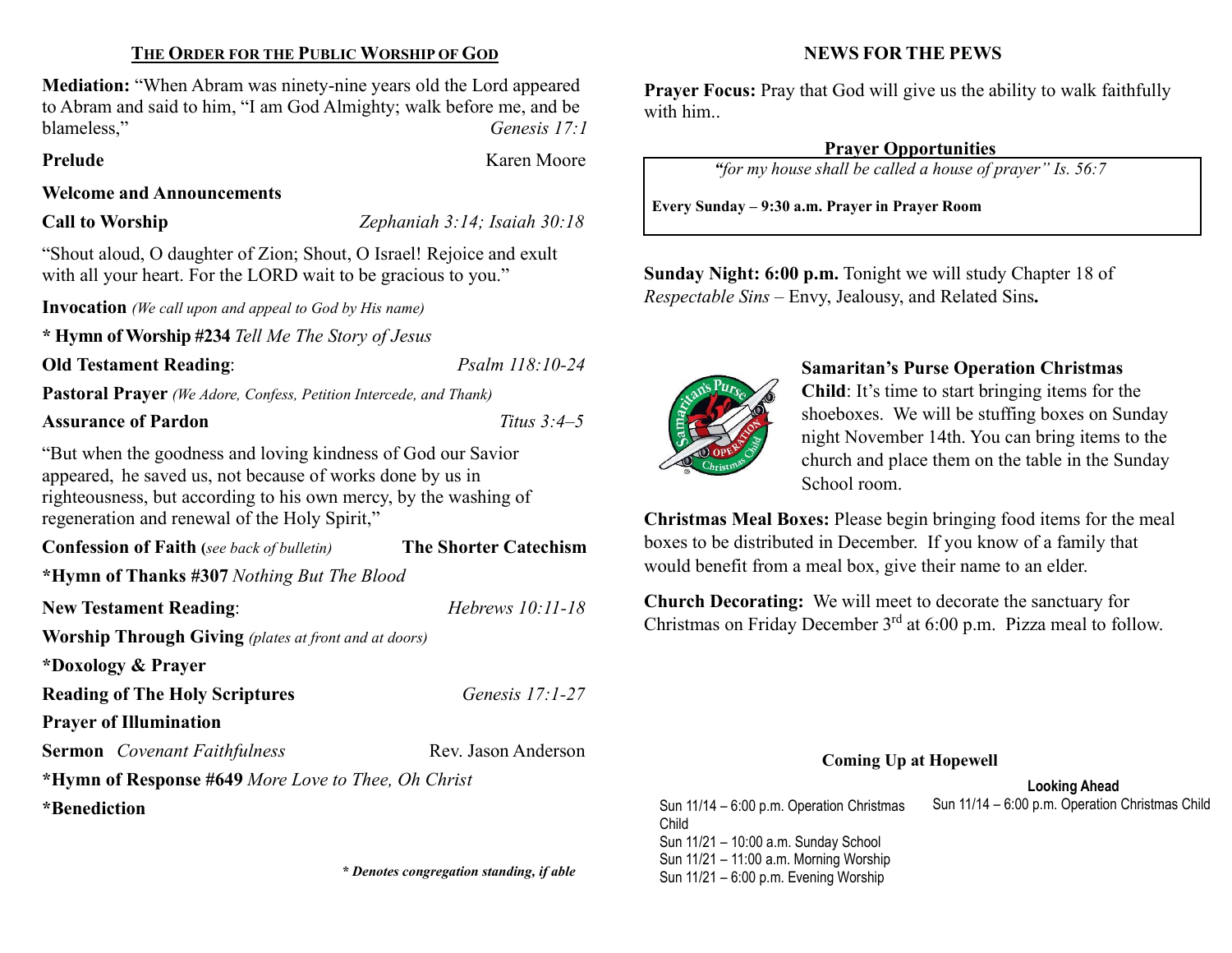## THE ORDER FOR THE PUBLIC WORSHIP OF GOD

**Mediation:** "When Abram was ninety-nine years old the Lord appeared to Abram and said to him, "I am God Almighty; walk before me, and be blameless," *Genesis 17:1*

**Prelude** Karen Moore

**Welcome and Announcements**

**Call to Worship** *Zephaniah 3:14; Isaiah 30:18*

"Shout aloud, O daughter of Zion; Shout, O Israel! Rejoice and exult with all your heart. For the LORD wait to be gracious to you."

**Invocation** *(We call upon and appeal to God by His name)*

**\* Hymn of Worship #234** *Tell Me The Story of Jesus*

**Old Testament Reading**: *Psalm 118:10-24*

**Pastoral Prayer** *(We Adore, Confess, Petition Intercede, and Thank)*

**Assurance of Pardon** *Titus 3:4–5*

"But when the goodness and loving kindness of God our Savior appeared, he saved us, not because of works done by us in righteousness, but according to his own mercy, by the washing of regeneration and renewal of the Holy Spirit,"

**Confession of Faith (***see back of bulletin***)** **The Shorter Catechism**

**\*Hymn of Thanks #307** *Nothing But The Blood*

**New Testament Reading**: *Hebrews 10:11-18*

**Worship Through Giving** *(plates at front and at doors)*

**\*Doxology & Prayer**

**Reading of The Holy Scriptures** *Genesis 17:1-27*

**Prayer of Illumination**

**Sermon** *Covenant Faithfulness* Rev. Jason Anderson

**\*Hymn of Response #649** *More Love to Thee, Oh Christ*

**\*Benediction**

***\* Denotes congregation standing, if able***

## NEWS FOR THE PEWS

**Prayer Focus:** Pray that God will give us the ability to walk faithfully with him..

**Prayer Opportunities**

*"for my house shall be called a house of prayer" Is. 56:7*

**Every Sunday – 9:30 a.m. Prayer in Prayer Room**

**Sunday Night: 6:00 p.m.** Tonight we will study Chapter 18 of *Respectable Sins* – Envy, Jealousy, and Related Sins**.**

**Samaritan's Purse Operation Christmas Child**: It's time to start bringing items for the shoeboxes. We will be stuffing boxes on Sunday night November 14th. You can bring items to the church and place them on the table in the Sunday School room.

**Christmas Meal Boxes:** Please begin bringing food items for the meal boxes to be distributed in December. If you know of a family that would benefit from a meal box, give their name to an elder.

**Church Decorating:** We will meet to decorate the sanctuary for Christmas on Friday December 3rd at 6:00 p.m. Pizza meal to follow.

**Coming Up at Hopewell**

Sun 11/14 – 6:00 p.m. Operation Christmas Child
Sun 11/21 – 10:00 a.m. Sunday School
Sun 11/21 – 11:00 a.m. Morning Worship
Sun 11/21 – 6:00 p.m. Evening Worship

**Looking Ahead**

Sun 11/14 – 6:00 p.m. Operation Christmas Child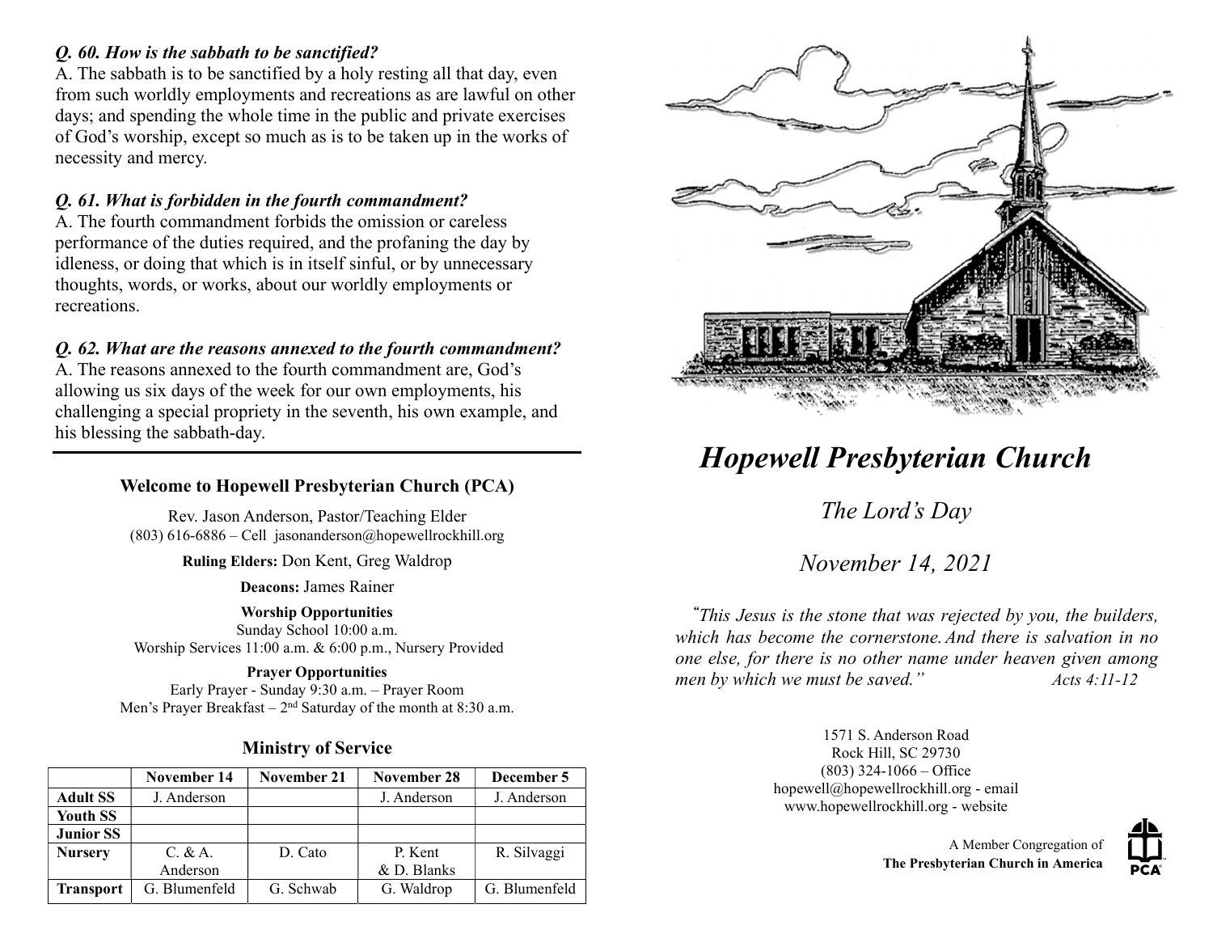***Q. 60. How is the sabbath to be sanctified?***

A. The sabbath is to be sanctified by a holy resting all that day, even from such worldly employments and recreations as are lawful on other days; and spending the whole time in the public and private exercises of God's worship, except so much as is to be taken up in the works of necessity and mercy.

***Q. 61. What is forbidden in the fourth commandment?***

A. The fourth commandment forbids the omission or careless performance of the duties required, and the profaning the day by idleness, or doing that which is in itself sinful, or by unnecessary thoughts, words, or works, about our worldly employments or recreations.

***Q. 62. What are the reasons annexed to the fourth commandment?***

A. The reasons annexed to the fourth commandment are, God's allowing us six days of the week for our own employments, his challenging a special propriety in the seventh, his own example, and his blessing the sabbath-day.

---

### Welcome to Hopewell Presbyterian Church (PCA)

Rev. Jason Anderson, Pastor/Teaching Elder
(803) 616-6886 – Cell jasonanderson@hopewellrockhill.org

**Ruling Elders:** Don Kent, Greg Waldrop

**Deacons:** James Rainer

**Worship Opportunities**
Sunday School 10:00 a.m.
Worship Services 11:00 a.m. & 6:00 p.m., Nursery Provided

**Prayer Opportunities**
Early Prayer - Sunday 9:30 a.m. – Prayer Room
Men's Prayer Breakfast – 2nd Saturday of the month at 8:30 a.m.

### Ministry of Service

| | November 14 | November 21 | November 28 | December 5 |
|---|---|---|---|---|
| **Adult SS** | J. Anderson | | J. Anderson | J. Anderson |
| **Youth SS** | | | | |
| **Junior SS** | | | | |
| **Nursery** | C. & A. Anderson | D. Cato | P. Kent & D. Blanks | R. Silvaggi |
| **Transport** | G. Blumenfeld | G. Schwab | G. Waldrop | G. Blumenfeld |

# *Hopewell Presbyterian Church*

*The Lord's Day*

*November 14, 2021*

*"This Jesus is the stone that was rejected by you, the builders, which has become the cornerstone. And there is salvation in no one else, for there is no other name under heaven given among men by which we must be saved."* *Acts 4:11-12*

1571 S. Anderson Road
Rock Hill, SC 29730
(803) 324-1066 – Office
hopewell@hopewellrockhill.org - email
www.hopewellrockhill.org - website

A Member Congregation of
**The Presbyterian Church in America**